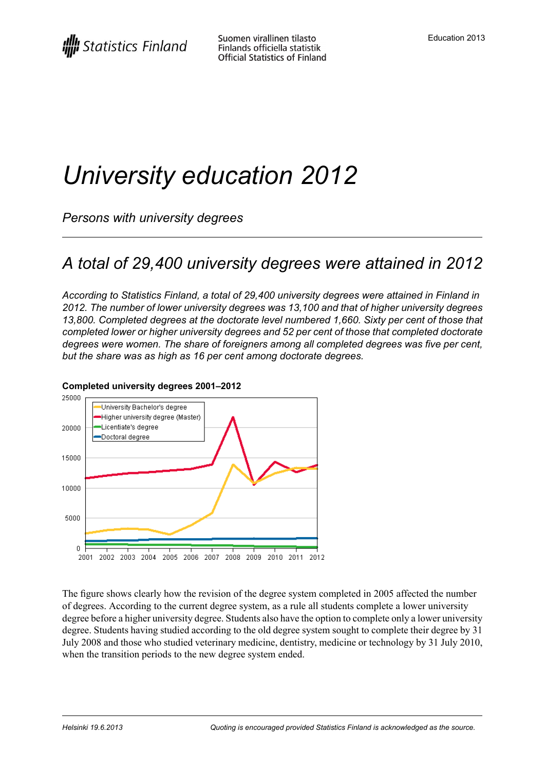# University education 2012

*Persons with university degrees*

## *A total of 29,400 university degrees were attained in 2012*

*According to Statistics Finland, a total of 29,400 university degrees were attained in Finland in 2012. The number of lower university degrees was 13,100 and that of higher university degrees 13,800. Completed degrees at the doctorate level numbered 1,660. Sixty per cent of those that completed lower or higher university degrees and 52 per cent of those that completed doctorate degrees were women. The share of foreigners among all completed degrees was five per cent, but the share was as high as 16 per cent among doctorate degrees.*

**Completed university degrees 2001–2012**

The figure shows clearly how the revision of the degree system completed in 2005 affected the number of degrees. According to the current degree system, as a rule all students complete a lower university degree before a higher university degree. Students also have the option to complete only a lower university degree. Students having studied according to the old degree system sought to complete their degree by 31 July 2008 and those who studied veterinary medicine, dentistry, medicine or technology by 31 July 2010, when the transition periods to the new degree system ended.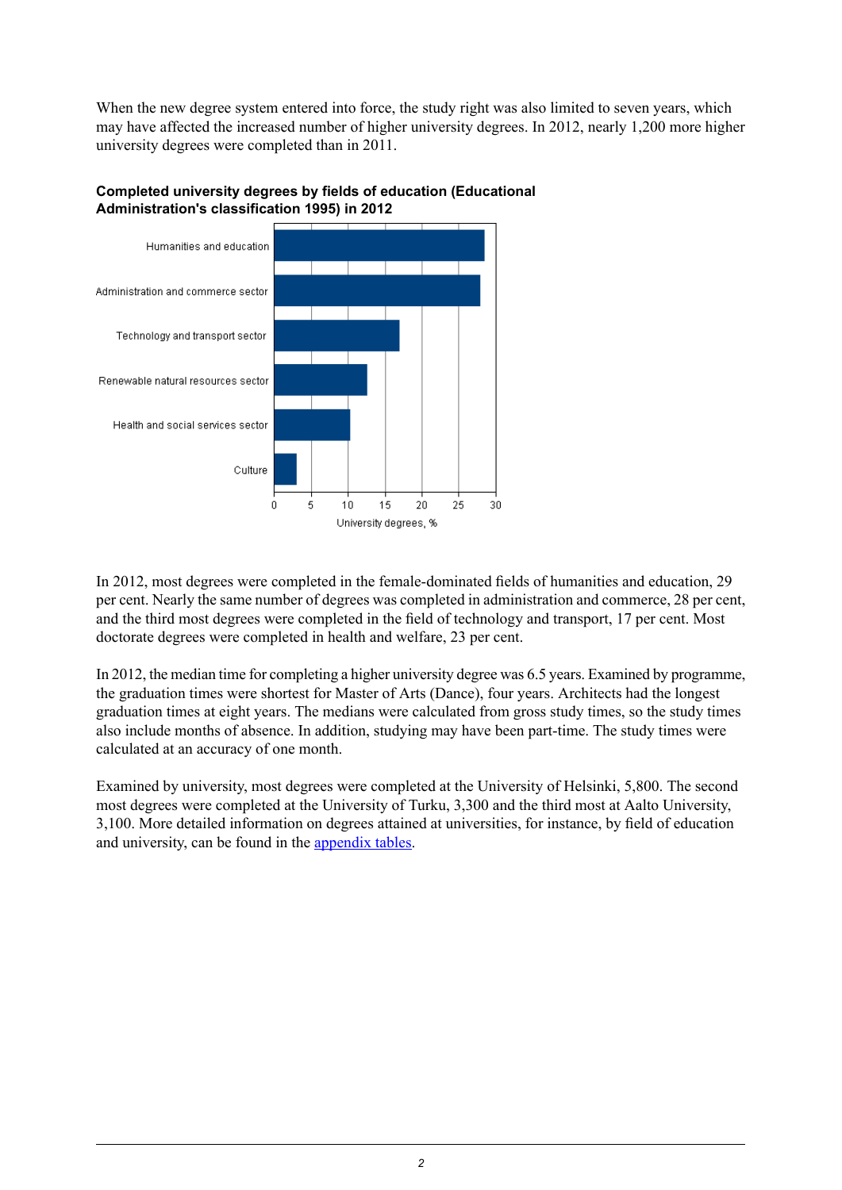When the new degree system entered into force, the study right was also limited to seven years, which may have affected the increased number of higher university degrees. In 2012, nearly 1,200 more higher university degrees were completed than in 2011.

**Completed university degrees by fields of education (Educational Administration's classification 1995) in 2012**

In 2012, most degrees were completed in the female-dominated fields of humanities and education, 29 per cent. Nearly the same number of degrees was completed in administration and commerce, 28 per cent, and the third most degrees were completed in the field of technology and transport, 17 per cent. Most doctorate degrees were completed in health and welfare, 23 per cent.

In 2012, the median time for completing a higher university degree was 6.5 years. Examined by programme, the graduation times were shortest for Master of Arts (Dance), four years. Architects had the longest graduation times at eight years. The medians were calculated from gross study times, so the study times also include months of absence. In addition, studying may have been part-time. The study times were calculated at an accuracy of one month.

Examined by university, most degrees were completed at the University of Helsinki, 5,800. The second most degrees were completed at the University of Turku, 3,300 and the third most at Aalto University, 3,100. More detailed information on degrees attained at universities, for instance, by field of education and university, can be found in the appendix tables.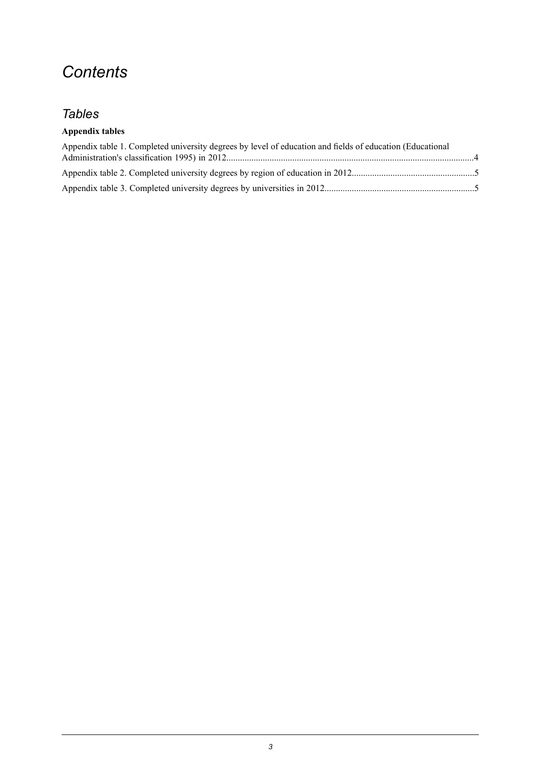# *Contents*

## *Tables*

**Appendix tables**

Appendix table 1. Completed university degrees by level of education and fields of education (Educational Administration's classification 1995) in 2012............................................................................................................4

Appendix table 2. Completed university degrees by region of education in 2012......................................................5

Appendix table 3. Completed university degrees by universities in 2012..................................................................5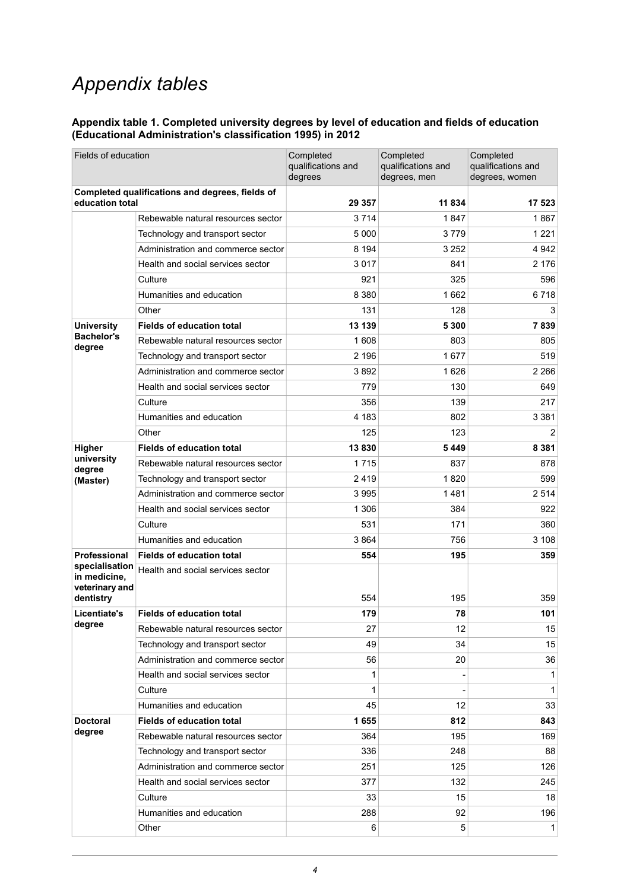# Appendix tables

### Appendix table 1. Completed university degrees by level of education and fields of education (Educational Administration's classification 1995) in 2012

| Fields of education | | Completed qualifications and degrees | Completed qualifications and degrees, men | Completed qualifications and degrees, women |
|---|---|---|---|---|
| **Completed qualifications and degrees, fields of education total** | | **29 357** | **11 834** | **17 523** |
| | Rebewable natural resources sector | 3 714 | 1 847 | 1 867 |
| | Technology and transport sector | 5 000 | 3 779 | 1 221 |
| | Administration and commerce sector | 8 194 | 3 252 | 4 942 |
| | Health and social services sector | 3 017 | 841 | 2 176 |
| | Culture | 921 | 325 | 596 |
| | Humanities and education | 8 380 | 1 662 | 6 718 |
| | Other | 131 | 128 | 3 |
| **University Bachelor's degree** | **Fields of education total** | **13 139** | **5 300** | **7 839** |
| | Rebewable natural resources sector | 1 608 | 803 | 805 |
| | Technology and transport sector | 2 196 | 1 677 | 519 |
| | Administration and commerce sector | 3 892 | 1 626 | 2 266 |
| | Health and social services sector | 779 | 130 | 649 |
| | Culture | 356 | 139 | 217 |
| | Humanities and education | 4 183 | 802 | 3 381 |
| | Other | 125 | 123 | 2 |
| **Higher university degree (Master)** | **Fields of education total** | **13 830** | **5 449** | **8 381** |
| | Rebewable natural resources sector | 1 715 | 837 | 878 |
| | Technology and transport sector | 2 419 | 1 820 | 599 |
| | Administration and commerce sector | 3 995 | 1 481 | 2 514 |
| | Health and social services sector | 1 306 | 384 | 922 |
| | Culture | 531 | 171 | 360 |
| | Humanities and education | 3 864 | 756 | 3 108 |
| **Professional specialisation in medicine, veterinary and dentistry** | **Fields of education total** | **554** | **195** | **359** |
| | Health and social services sector | 554 | 195 | 359 |
| **Licentiate's degree** | **Fields of education total** | **179** | **78** | **101** |
| | Rebewable natural resources sector | 27 | 12 | 15 |
| | Technology and transport sector | 49 | 34 | 15 |
| | Administration and commerce sector | 56 | 20 | 36 |
| | Health and social services sector | 1 | - | 1 |
| | Culture | 1 | - | 1 |
| | Humanities and education | 45 | 12 | 33 |
| **Doctoral degree** | **Fields of education total** | **1 655** | **812** | **843** |
| | Rebewable natural resources sector | 364 | 195 | 169 |
| | Technology and transport sector | 336 | 248 | 88 |
| | Administration and commerce sector | 251 | 125 | 126 |
| | Health and social services sector | 377 | 132 | 245 |
| | Culture | 33 | 15 | 18 |
| | Humanities and education | 288 | 92 | 196 |
| | Other | 6 | 5 | 1 |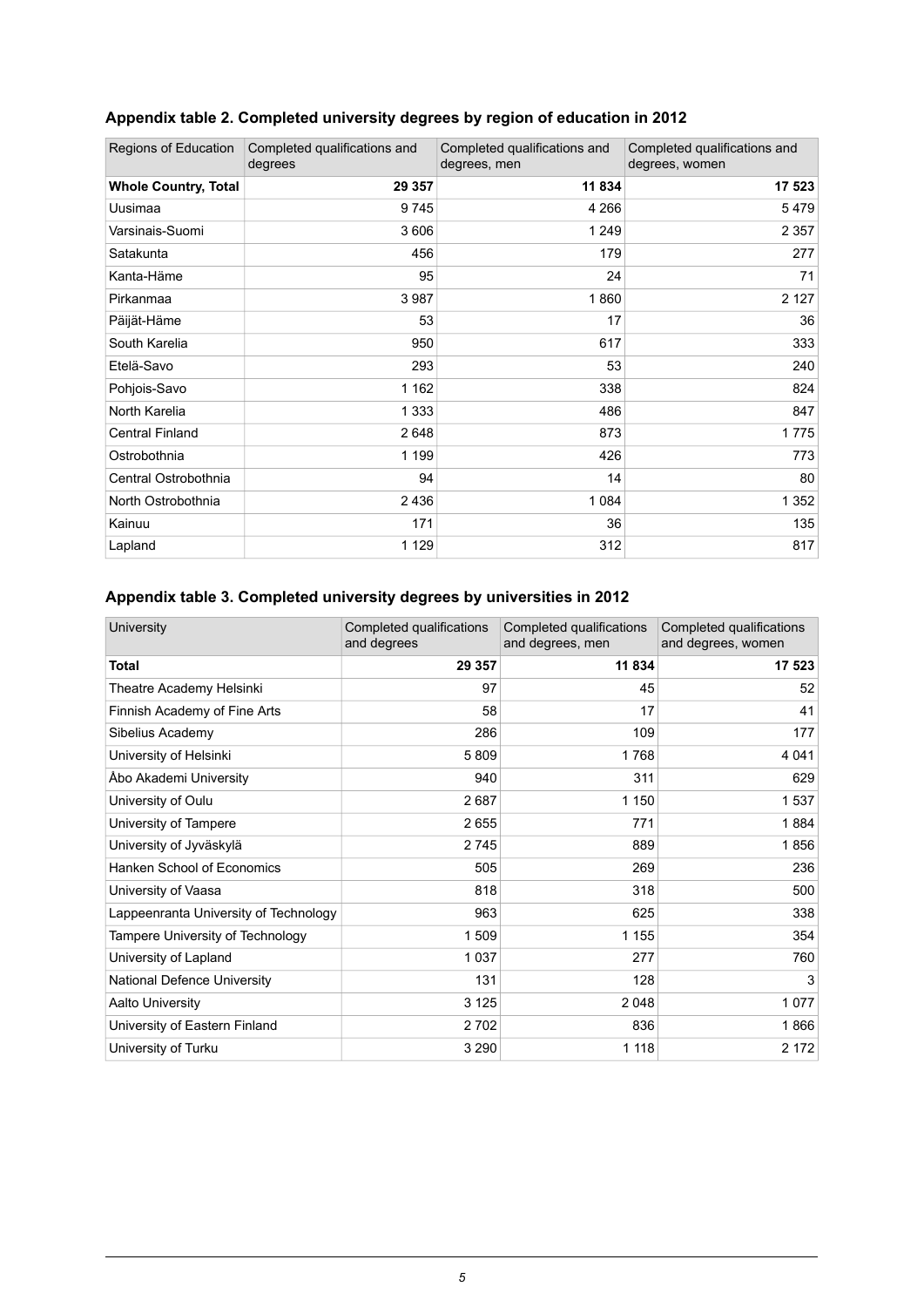### Appendix table 2. Completed university degrees by region of education in 2012

| Regions of Education | Completed qualifications and degrees | Completed qualifications and degrees, men | Completed qualifications and degrees, women |
|---|---|---|---|
| **Whole Country, Total** | **29 357** | **11 834** | **17 523** |
| Uusimaa | 9 745 | 4 266 | 5 479 |
| Varsinais-Suomi | 3 606 | 1 249 | 2 357 |
| Satakunta | 456 | 179 | 277 |
| Kanta-Häme | 95 | 24 | 71 |
| Pirkanmaa | 3 987 | 1 860 | 2 127 |
| Päijät-Häme | 53 | 17 | 36 |
| South Karelia | 950 | 617 | 333 |
| Etelä-Savo | 293 | 53 | 240 |
| Pohjois-Savo | 1 162 | 338 | 824 |
| North Karelia | 1 333 | 486 | 847 |
| Central Finland | 2 648 | 873 | 1 775 |
| Ostrobothnia | 1 199 | 426 | 773 |
| Central Ostrobothnia | 94 | 14 | 80 |
| North Ostrobothnia | 2 436 | 1 084 | 1 352 |
| Kainuu | 171 | 36 | 135 |
| Lapland | 1 129 | 312 | 817 |

### Appendix table 3. Completed university degrees by universities in 2012

| University | Completed qualifications and degrees | Completed qualifications and degrees, men | Completed qualifications and degrees, women |
|---|---|---|---|
| **Total** | **29 357** | **11 834** | **17 523** |
| Theatre Academy Helsinki | 97 | 45 | 52 |
| Finnish Academy of Fine Arts | 58 | 17 | 41 |
| Sibelius Academy | 286 | 109 | 177 |
| University of Helsinki | 5 809 | 1 768 | 4 041 |
| Åbo Akademi University | 940 | 311 | 629 |
| University of Oulu | 2 687 | 1 150 | 1 537 |
| University of Tampere | 2 655 | 771 | 1 884 |
| University of Jyväskylä | 2 745 | 889 | 1 856 |
| Hanken School of Economics | 505 | 269 | 236 |
| University of Vaasa | 818 | 318 | 500 |
| Lappeenranta University of Technology | 963 | 625 | 338 |
| Tampere University of Technology | 1 509 | 1 155 | 354 |
| University of Lapland | 1 037 | 277 | 760 |
| National Defence University | 131 | 128 | 3 |
| Aalto University | 3 125 | 2 048 | 1 077 |
| University of Eastern Finland | 2 702 | 836 | 1 866 |
| University of Turku | 3 290 | 1 118 | 2 172 |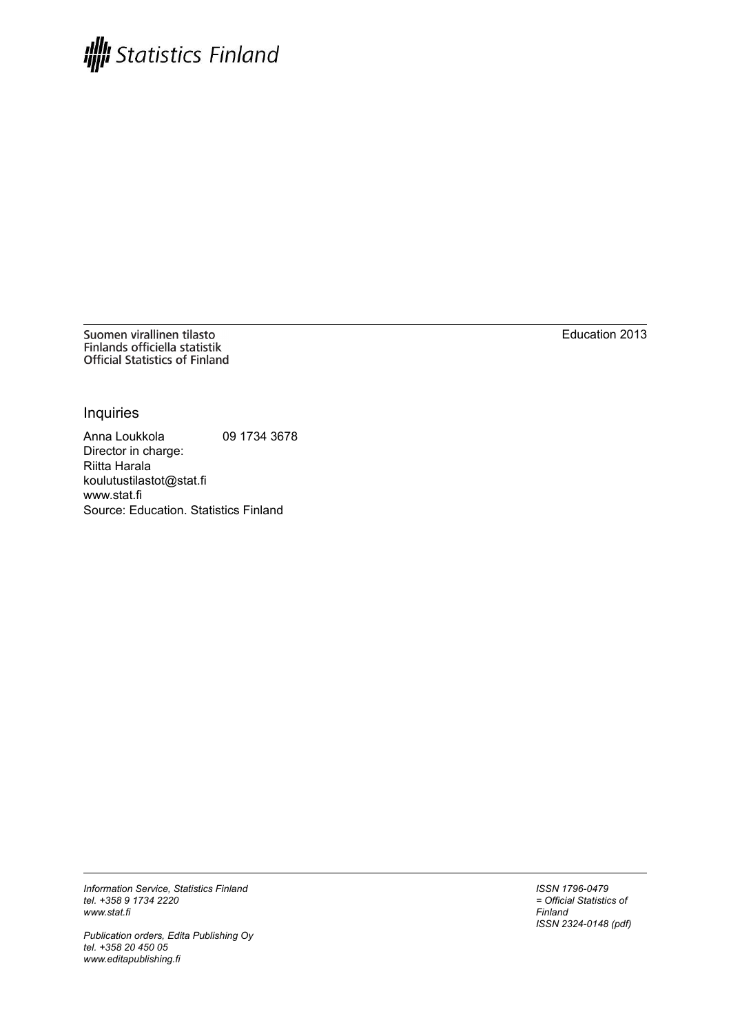Statistics Finland

Suomen virallinen tilasto
Finlands officiella statistik
**Official Statistics of Finland**

Education 2013

## Inquiries

Anna Loukkola 09 1734 3678
Director in charge:
Riitta Harala
koulutustilastot@stat.fi
www.stat.fi
Source: Education. Statistics Finland

*Information Service, Statistics Finland*
*tel. +358 9 1734 2220*
*www.stat.fi*

*Publication orders, Edita Publishing Oy*
*tel. +358 20 450 05*
*www.editapublishing.fi*

*ISSN 1796-0479*
*= Official Statistics of Finland*
*ISSN 2324-0148 (pdf)*